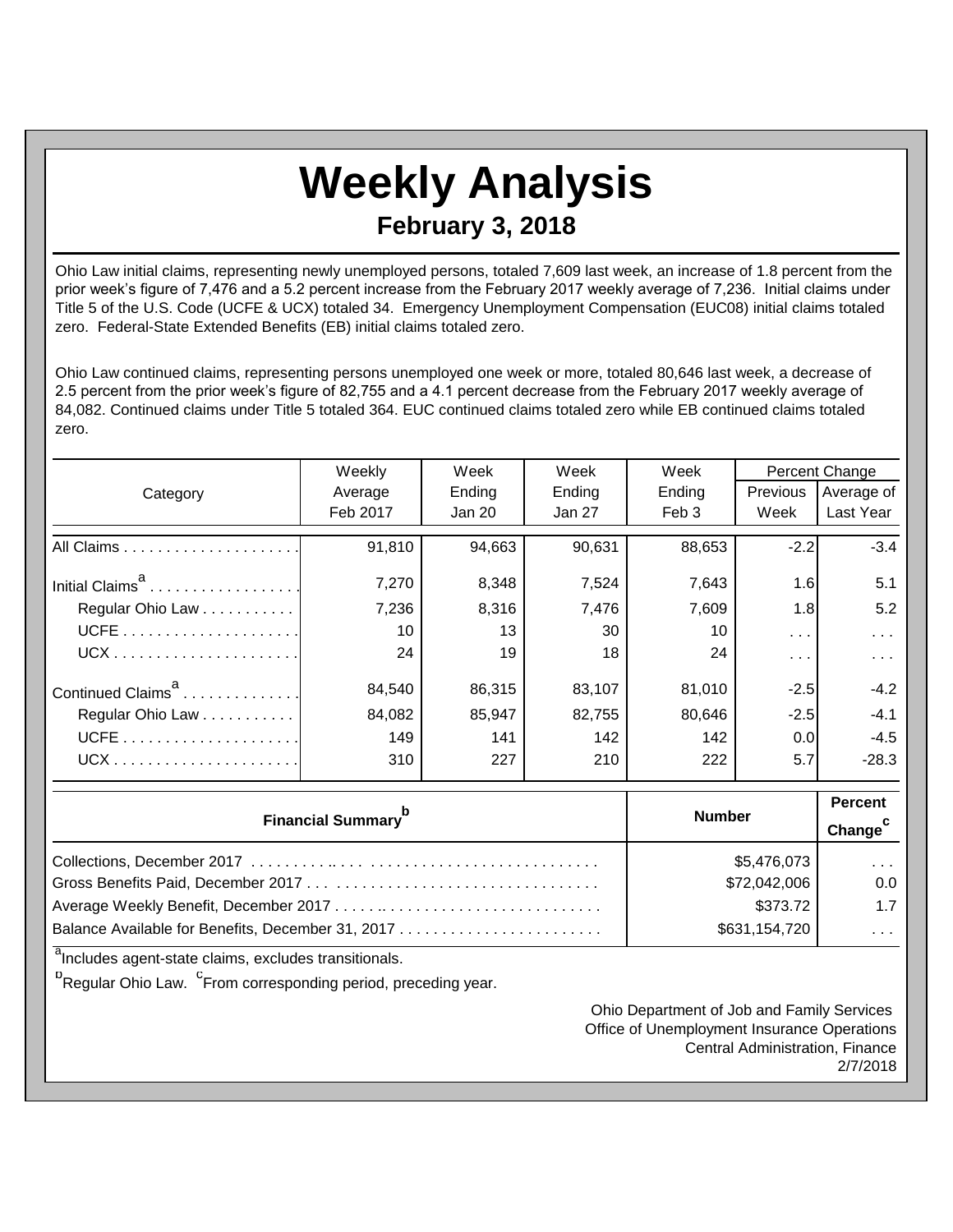# Weekly Analysis

## February 3, 2018

Ohio Law initial claims, representing newly unemployed persons, totaled 7,609 last week, an increase of 1.8 percent from the prior week's figure of 7,476 and a 5.2 percent increase from the February 2017 weekly average of 7,236. Initial claims under Title 5 of the U.S. Code (UCFE & UCX) totaled 34. Emergency Unemployment Compensation (EUC08) initial claims totaled zero. Federal-State Extended Benefits (EB) initial claims totaled zero.

Ohio Law continued claims, representing persons unemployed one week or more, totaled 80,646 last week, a decrease of 2.5 percent from the prior week's figure of 82,755 and a 4.1 percent decrease from the February 2017 weekly average of 84,082. Continued claims under Title 5 totaled 364. EUC continued claims totaled zero while EB continued claims totaled zero.

| Category | Weekly Average Feb 2017 | Week Ending Jan 20 | Week Ending Jan 27 | Week Ending Feb 3 | Percent Change Previous Week | Percent Change Average of Last Year |
|---|---|---|---|---|---|---|
| All Claims | 91,810 | 94,663 | 90,631 | 88,653 | -2.2 | -3.4 |
| Initial Claims[a] | 7,270 | 8,348 | 7,524 | 7,643 | 1.6 | 5.1 |
| Regular Ohio Law | 7,236 | 8,316 | 7,476 | 7,609 | 1.8 | 5.2 |
| UCFE | 10 | 13 | 30 | 10 | ... | ... |
| UCX | 24 | 19 | 18 | 24 | ... | ... |
| Continued Claims[a] | 84,540 | 86,315 | 83,107 | 81,010 | -2.5 | -4.2 |
| Regular Ohio Law | 84,082 | 85,947 | 82,755 | 80,646 | -2.5 | -4.1 |
| UCFE | 149 | 141 | 142 | 142 | 0.0 | -4.5 |
| UCX | 310 | 227 | 210 | 222 | 5.7 | -28.3 |

| Financial Summary[b] | Number | Percent Change[c] |
|---|---|---|
| Collections, December 2017 | $5,476,073 | ... |
| Gross Benefits Paid, December 2017 | $72,042,006 | 0.0 |
| Average Weekly Benefit, December 2017 | $373.72 | 1.7 |
| Balance Available for Benefits, December 31, 2017 | $631,154,720 | ... |

[a]Includes agent-state claims, excludes transitionals.

[b]Regular Ohio Law. [c]From corresponding period, preceding year.

Ohio Department of Job and Family Services
Office of Unemployment Insurance Operations
Central Administration, Finance
2/7/2018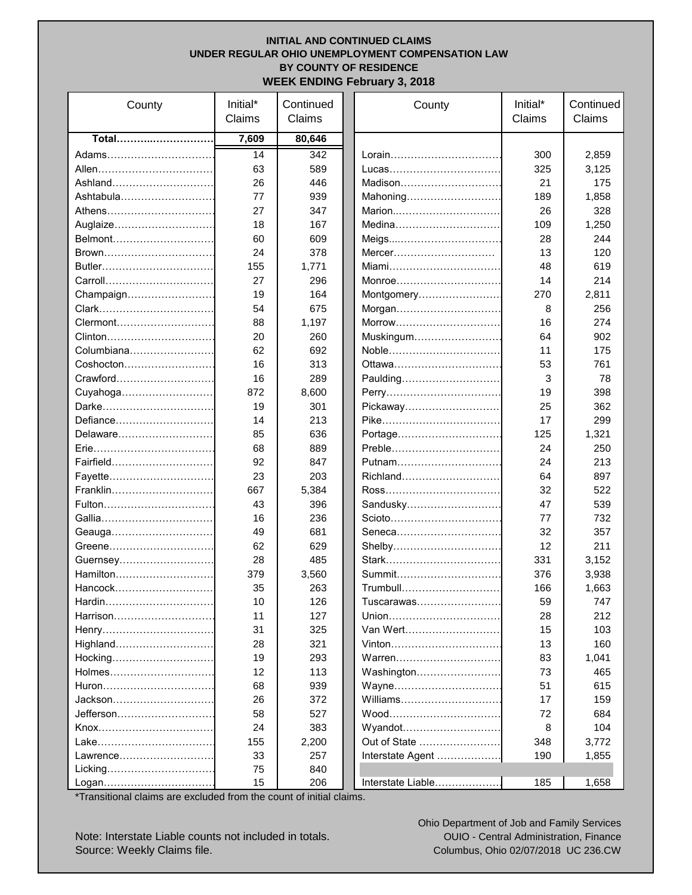**INITIAL AND CONTINUED CLAIMS**
**UNDER REGULAR OHIO UNEMPLOYMENT COMPENSATION LAW**
**BY COUNTY OF RESIDENCE**
**WEEK ENDING February 3, 2018**

| County | Initial* Claims | Continued Claims | County | Initial* Claims | Continued Claims |
|---|---|---|---|---|---|
| **Total** | **7,609** | **80,646** | | | |
| Adams | 14 | 342 | Lorain | 300 | 2,859 |
| Allen | 63 | 589 | Lucas | 325 | 3,125 |
| Ashland | 26 | 446 | Madison | 21 | 175 |
| Ashtabula | 77 | 939 | Mahoning | 189 | 1,858 |
| Athens | 27 | 347 | Marion | 26 | 328 |
| Auglaize | 18 | 167 | Medina | 109 | 1,250 |
| Belmont | 60 | 609 | Meigs | 28 | 244 |
| Brown | 24 | 378 | Mercer | 13 | 120 |
| Butler | 155 | 1,771 | Miami | 48 | 619 |
| Carroll | 27 | 296 | Monroe | 14 | 214 |
| Champaign | 19 | 164 | Montgomery | 270 | 2,811 |
| Clark | 54 | 675 | Morgan | 8 | 256 |
| Clermont | 88 | 1,197 | Morrow | 16 | 274 |
| Clinton | 20 | 260 | Muskingum | 64 | 902 |
| Columbiana | 62 | 692 | Noble | 11 | 175 |
| Coshocton | 16 | 313 | Ottawa | 53 | 761 |
| Crawford | 16 | 289 | Paulding | 3 | 78 |
| Cuyahoga | 872 | 8,600 | Perry | 19 | 398 |
| Darke | 19 | 301 | Pickaway | 25 | 362 |
| Defiance | 14 | 213 | Pike | 17 | 299 |
| Delaware | 85 | 636 | Portage | 125 | 1,321 |
| Erie | 68 | 889 | Preble | 24 | 250 |
| Fairfield | 92 | 847 | Putnam | 24 | 213 |
| Fayette | 23 | 203 | Richland | 64 | 897 |
| Franklin | 667 | 5,384 | Ross | 32 | 522 |
| Fulton | 43 | 396 | Sandusky | 47 | 539 |
| Gallia | 16 | 236 | Scioto | 77 | 732 |
| Geauga | 49 | 681 | Seneca | 32 | 357 |
| Greene | 62 | 629 | Shelby | 12 | 211 |
| Guernsey | 28 | 485 | Stark | 331 | 3,152 |
| Hamilton | 379 | 3,560 | Summit | 376 | 3,938 |
| Hancock | 35 | 263 | Trumbull | 166 | 1,663 |
| Hardin | 10 | 126 | Tuscarawas | 59 | 747 |
| Harrison | 11 | 127 | Union | 28 | 212 |
| Henry | 31 | 325 | Van Wert | 15 | 103 |
| Highland | 28 | 321 | Vinton | 13 | 160 |
| Hocking | 19 | 293 | Warren | 83 | 1,041 |
| Holmes | 12 | 113 | Washington | 73 | 465 |
| Huron | 68 | 939 | Wayne | 51 | 615 |
| Jackson | 26 | 372 | Williams | 17 | 159 |
| Jefferson | 58 | 527 | Wood | 72 | 684 |
| Knox | 24 | 383 | Wyandot | 8 | 104 |
| Lake | 155 | 2,200 | Out of State | 348 | 3,772 |
| Lawrence | 33 | 257 | Interstate Agent | 190 | 1,855 |
| Licking | 75 | 840 | | | |
| Logan | 15 | 206 | Interstate Liable | 185 | 1,658 |

*Transitional claims are excluded from the count of initial claims.

Note: Interstate Liable counts not included in totals.
Source: Weekly Claims file.

Ohio Department of Job and Family Services
OUIO - Central Administration, Finance
Columbus, Ohio 02/07/2018 UC 236.CW